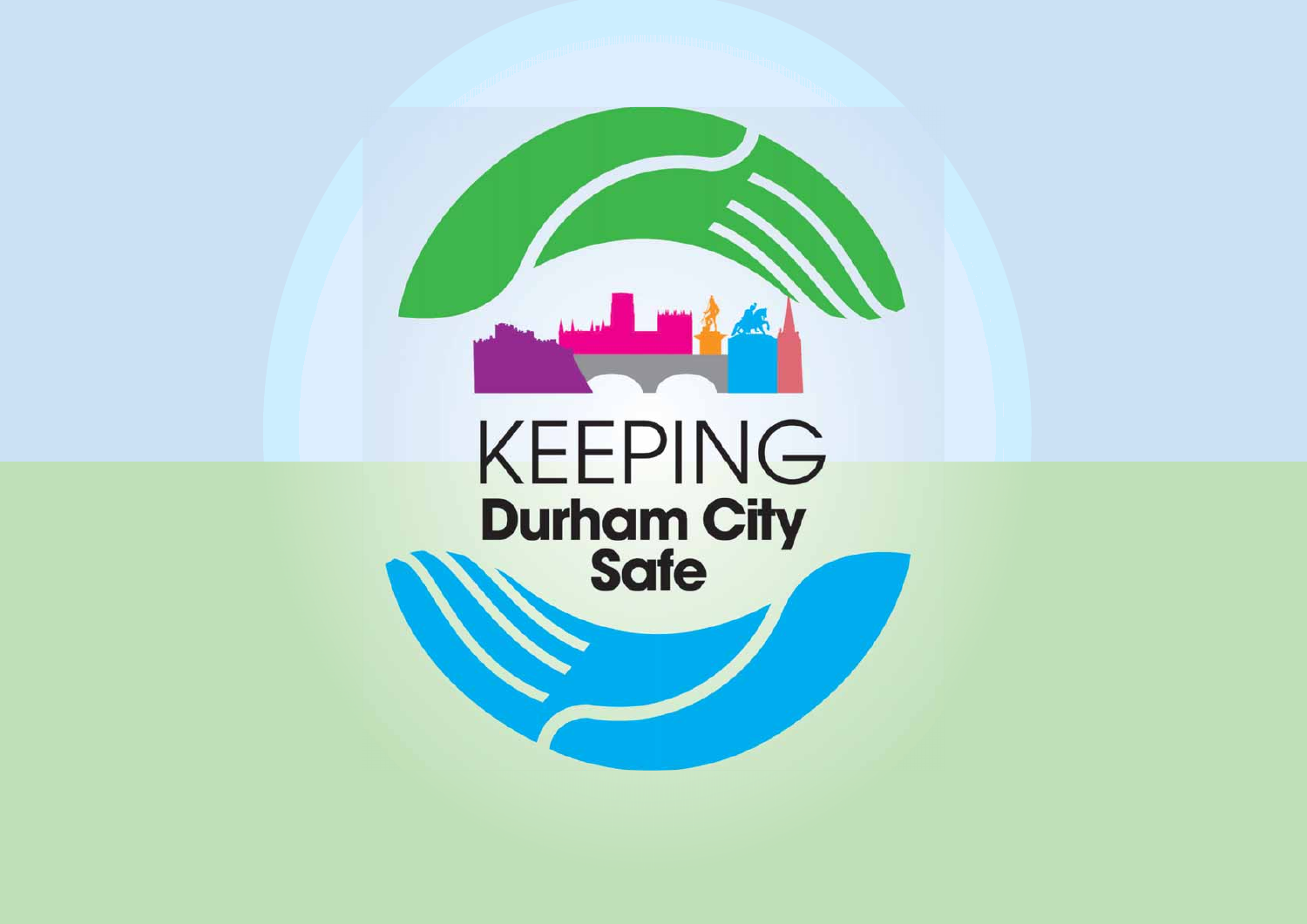# KEEPING Durham City Safe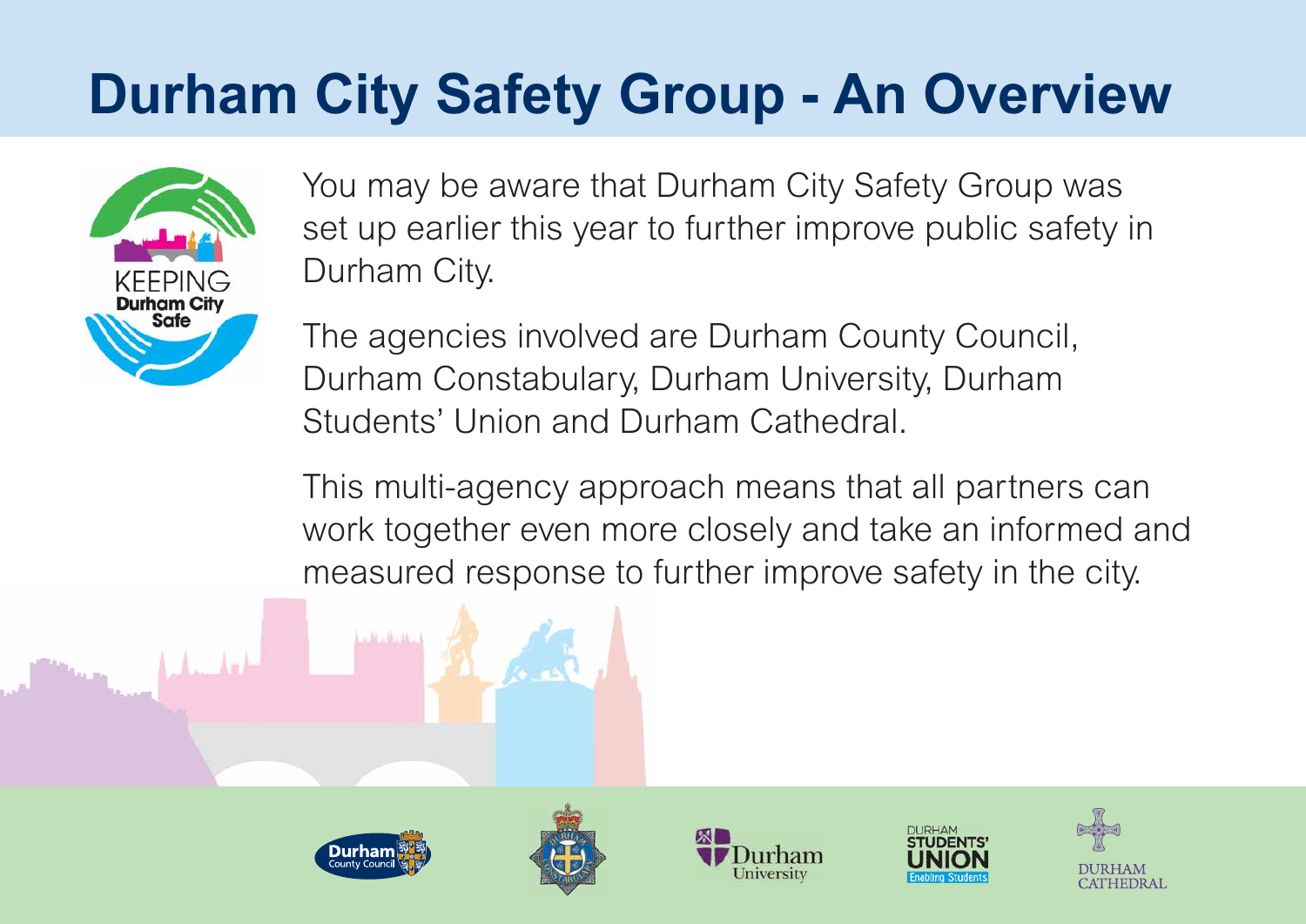# Durham City Safety Group - An Overview

You may be aware that Durham City Safety Group was set up earlier this year to further improve public safety in Durham City.

The agencies involved are Durham County Council, Durham Constabulary, Durham University, Durham Students' Union and Durham Cathedral.

This multi-agency approach means that all partners can work together even more closely and take an informed and measured response to further improve safety in the city.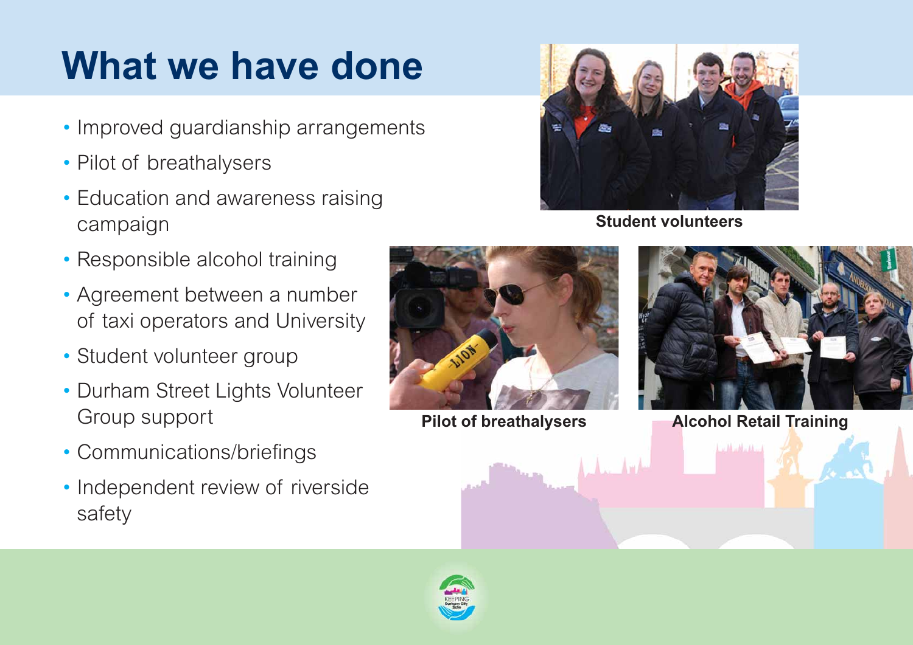# What we have done

- Improved guardianship arrangements
- Pilot of breathalysers
- Education and awareness raising campaign
- Responsible alcohol training
- Agreement between a number of taxi operators and University
- Student volunteer group
- Durham Street Lights Volunteer Group support
- Communications/briefings
- Independent review of riverside safety

**Student volunteers**

**Pilot of breathalysers**

**Alcohol Retail Training**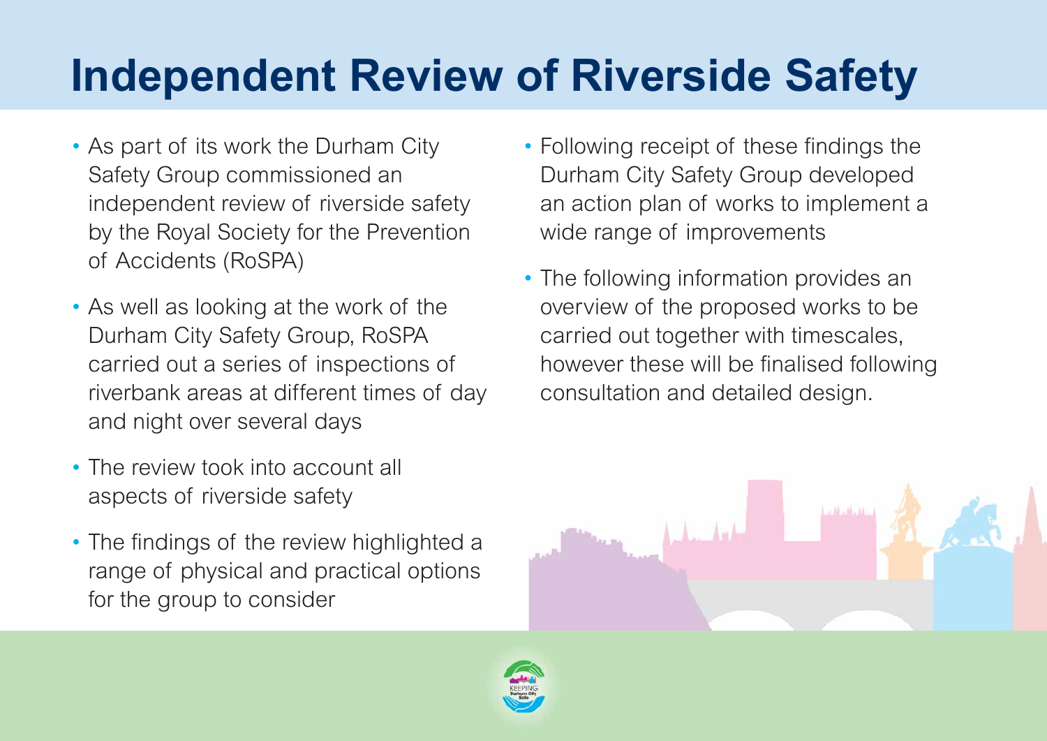# Independent Review of Riverside Safety

- As part of its work the Durham City Safety Group commissioned an independent review of riverside safety by the Royal Society for the Prevention of Accidents (RoSPA)
- As well as looking at the work of the Durham City Safety Group, RoSPA carried out a series of inspections of riverbank areas at different times of day and night over several days
- The review took into account all aspects of riverside safety
- The findings of the review highlighted a range of physical and practical options for the group to consider
- Following receipt of these findings the Durham City Safety Group developed an action plan of works to implement a wide range of improvements
- The following information provides an overview of the proposed works to be carried out together with timescales, however these will be finalised following consultation and detailed design.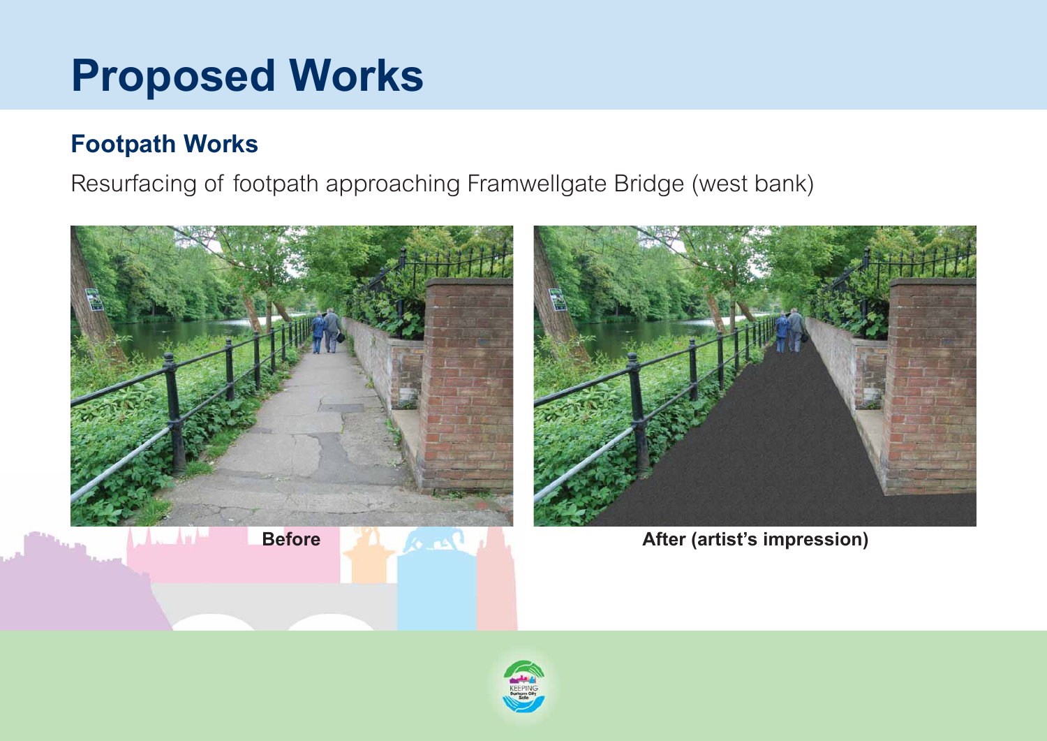# Proposed Works

## Footpath Works

Resurfacing of footpath approaching Framwellgate Bridge (west bank)

**Before**

**After (artist's impression)**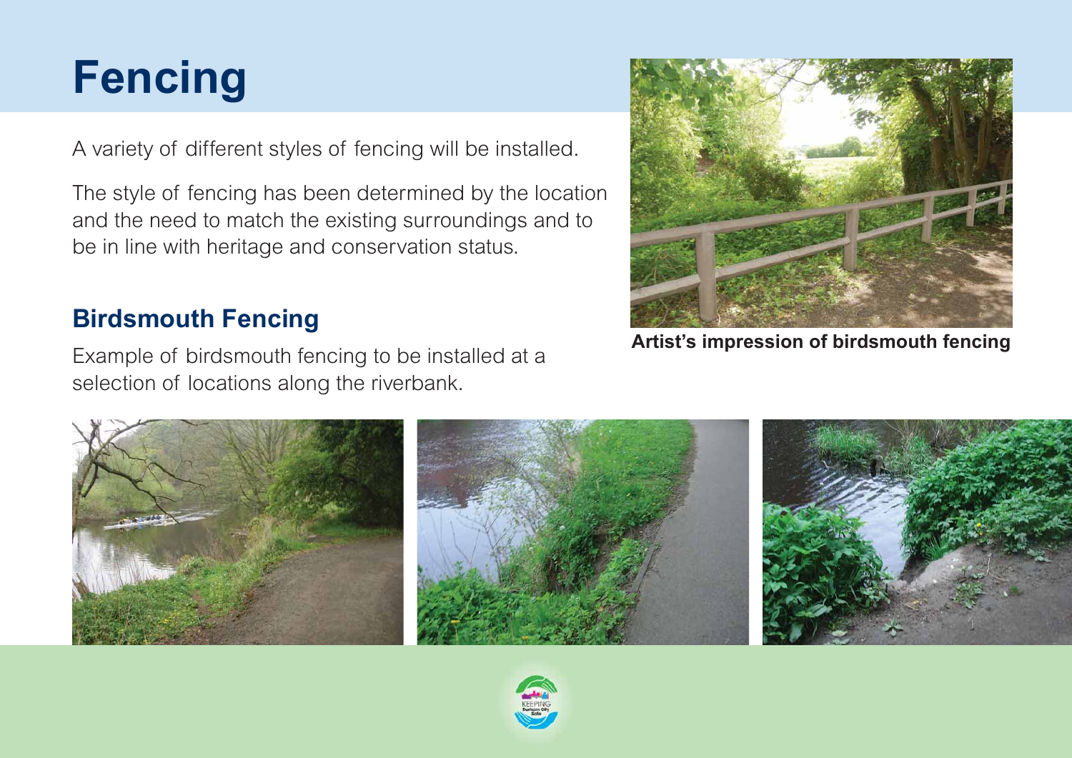# Fencing

A variety of different styles of fencing will be installed.

The style of fencing has been determined by the location and the need to match the existing surroundings and to be in line with heritage and conservation status.

## Birdsmouth Fencing

Example of birdsmouth fencing to be installed at a selection of locations along the riverbank.

**Artist's impression of birdsmouth fencing**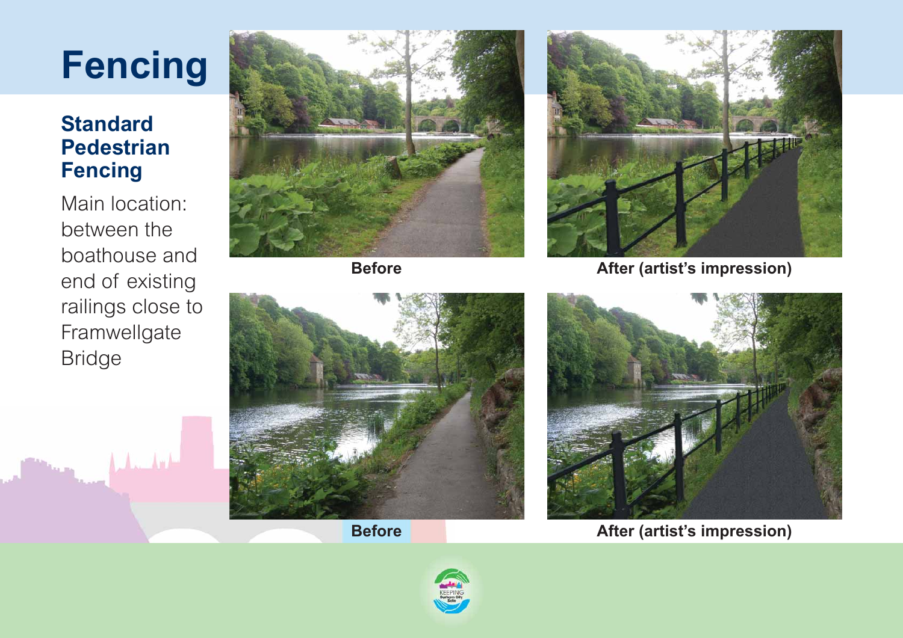# Fencing

## Standard Pedestrian Fencing

Main location: between the boathouse and end of existing railings close to Framwellgate Bridge

**Before**

**After (artist's impression)**

**Before**

**After (artist's impression)**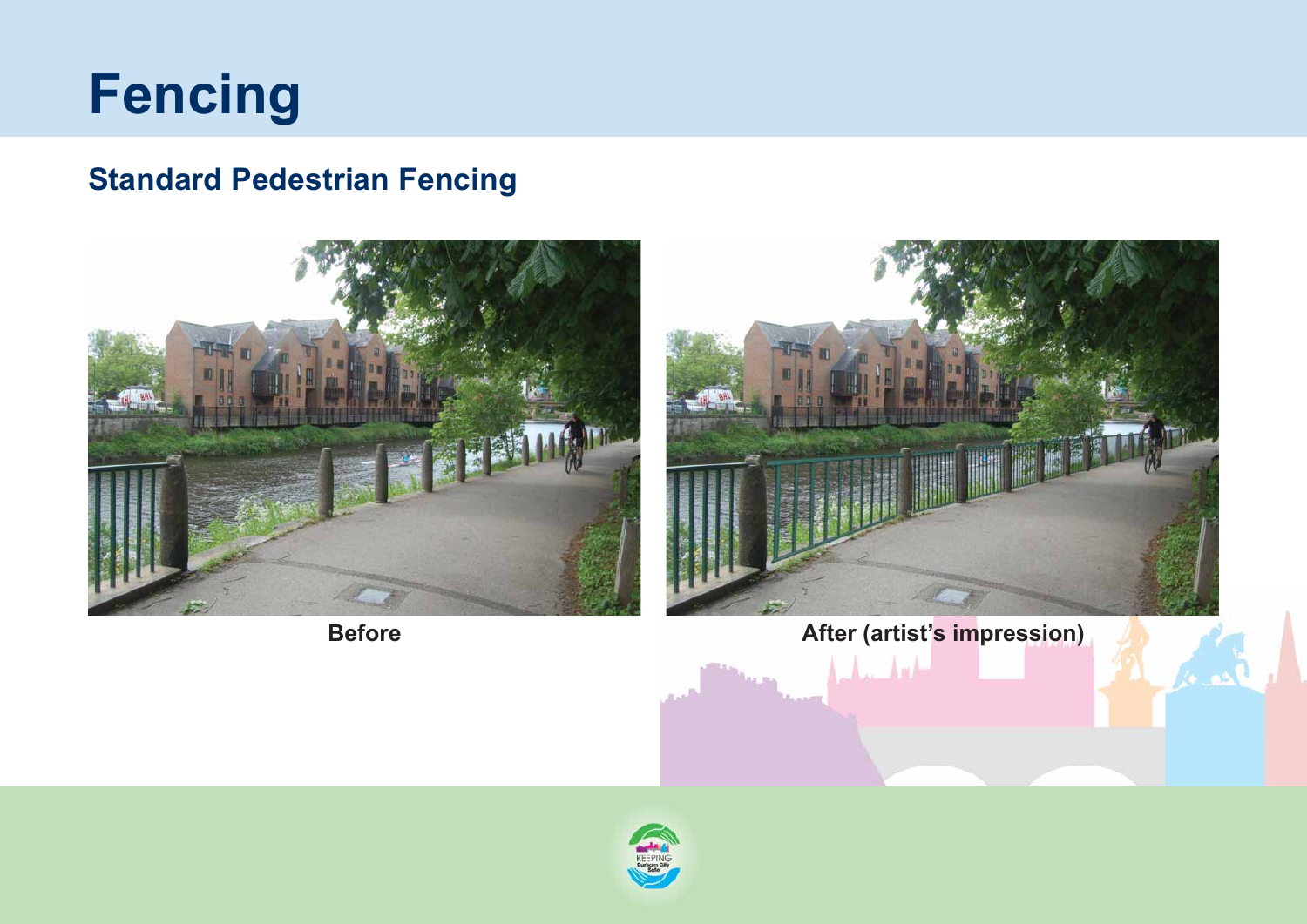# Fencing

## Standard Pedestrian Fencing

Before

After (artist's impression)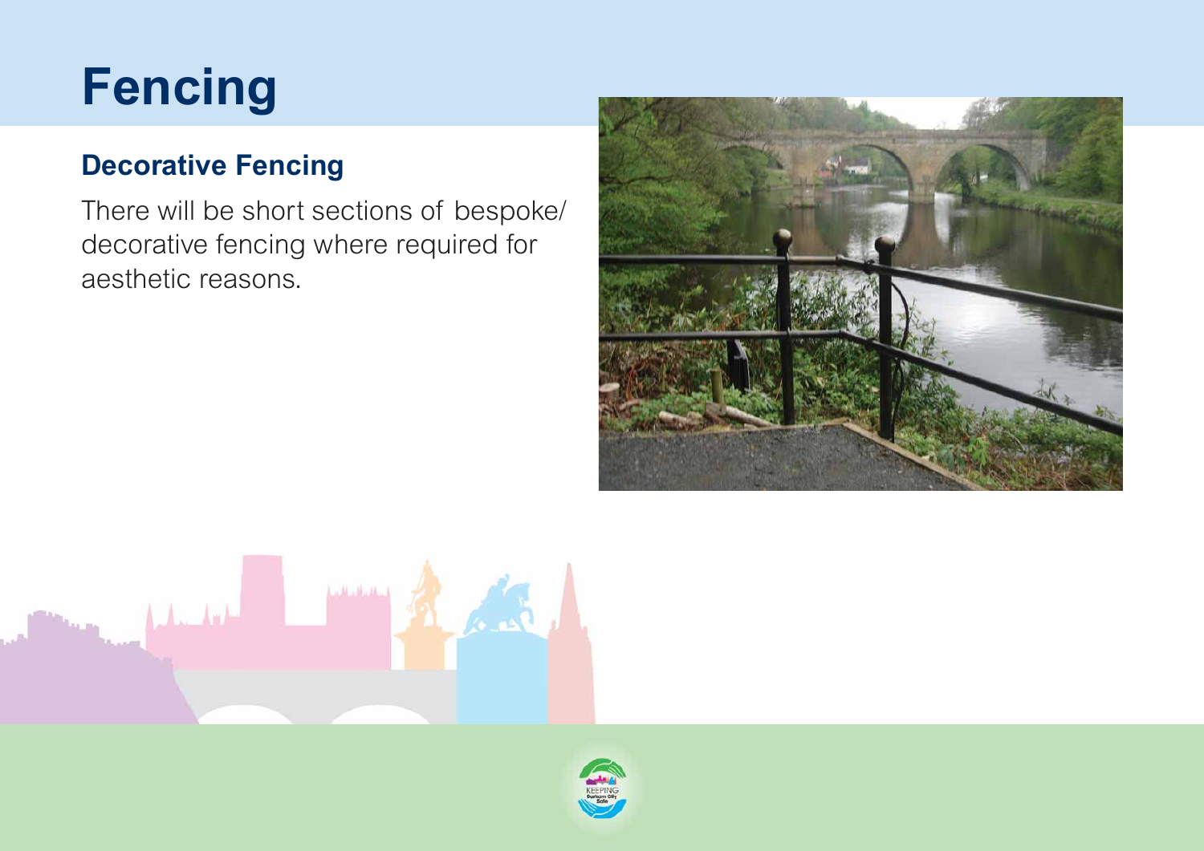# Fencing

## Decorative Fencing

There will be short sections of bespoke/ decorative fencing where required for aesthetic reasons.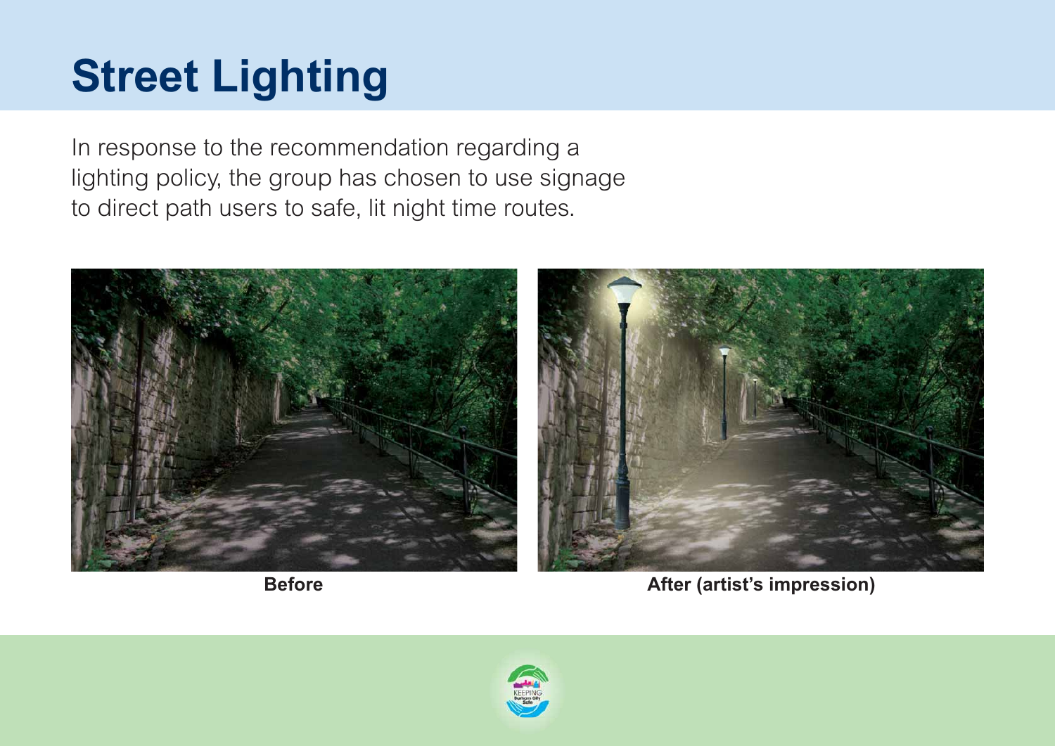# Street Lighting

In response to the recommendation regarding a lighting policy, the group has chosen to use signage to direct path users to safe, lit night time routes.

**Before**

**After (artist's impression)**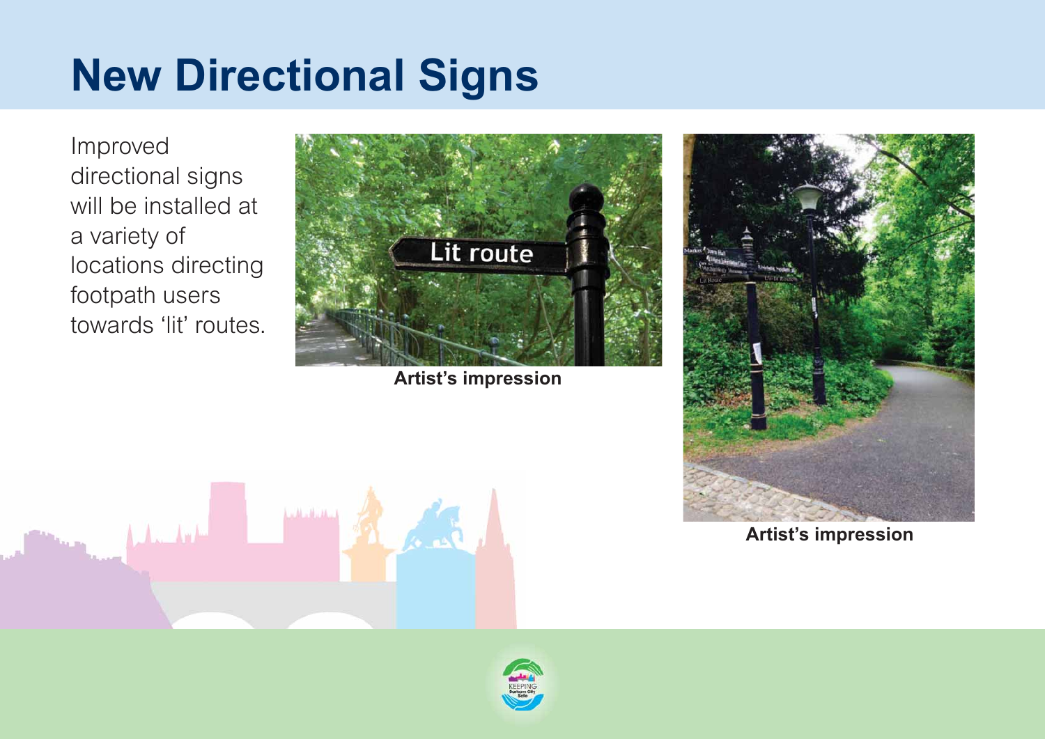# New Directional Signs

Improved directional signs will be installed at a variety of locations directing footpath users towards 'lit' routes.

**Artist's impression**

**Artist's impression**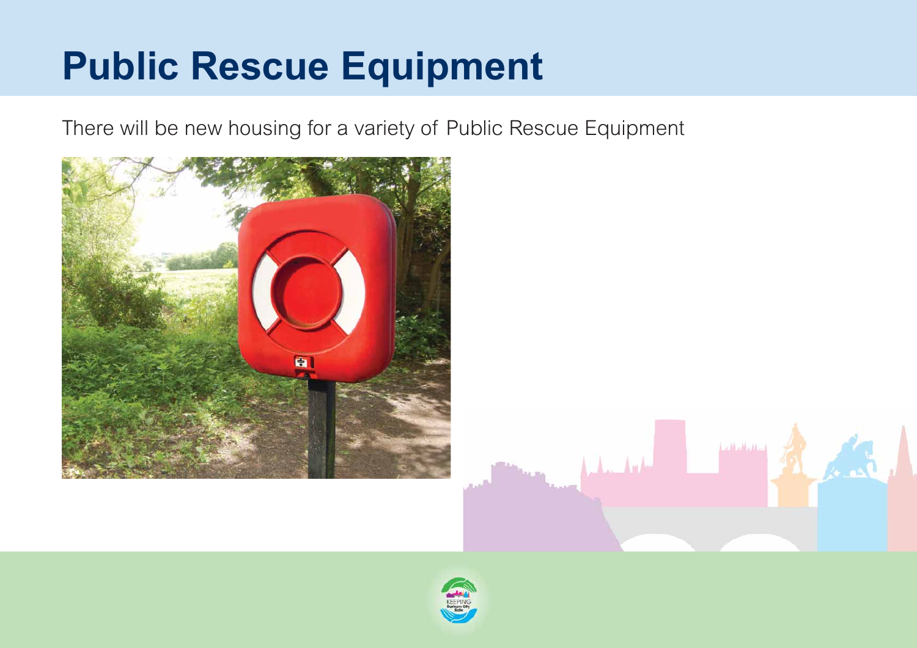# Public Rescue Equipment

There will be new housing for a variety of Public Rescue Equipment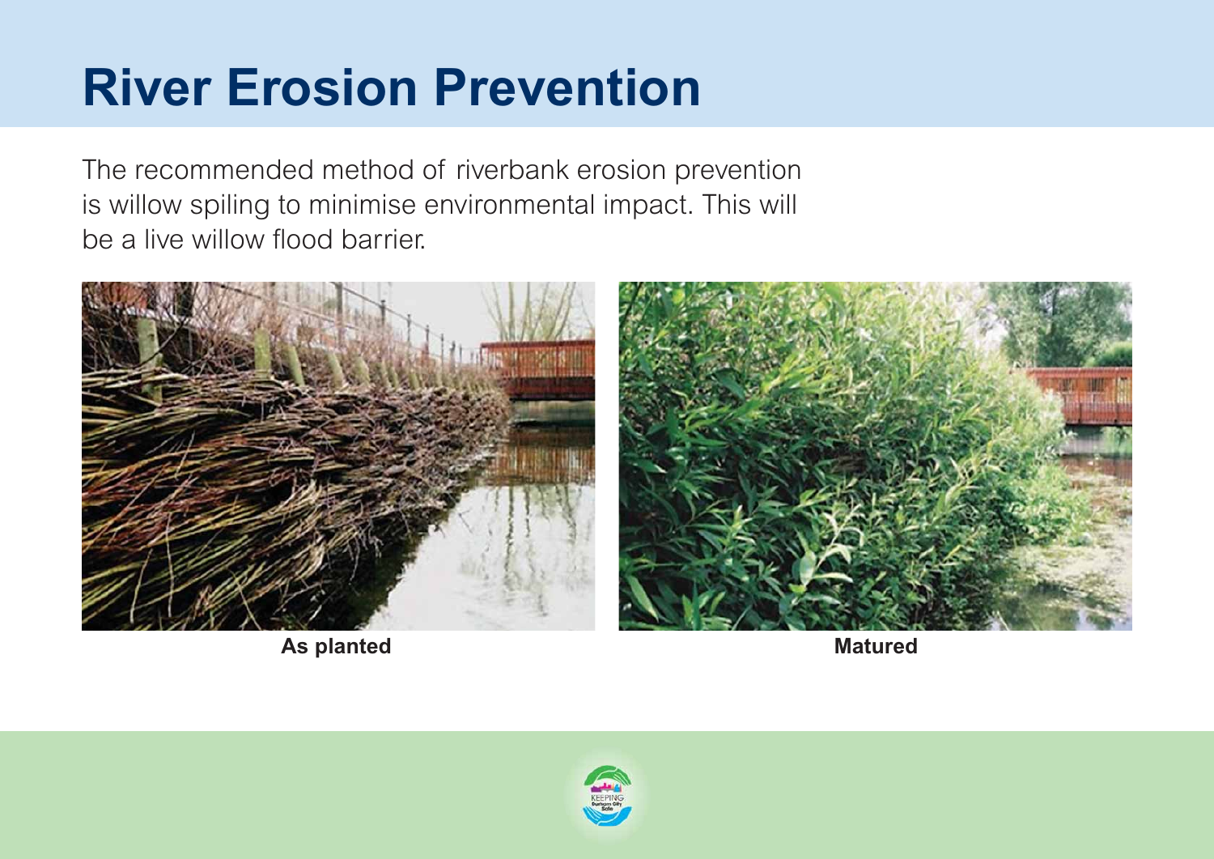# River Erosion Prevention

The recommended method of riverbank erosion prevention is willow spiling to minimise environmental impact. This will be a live willow flood barrier.

**As planted**

**Matured**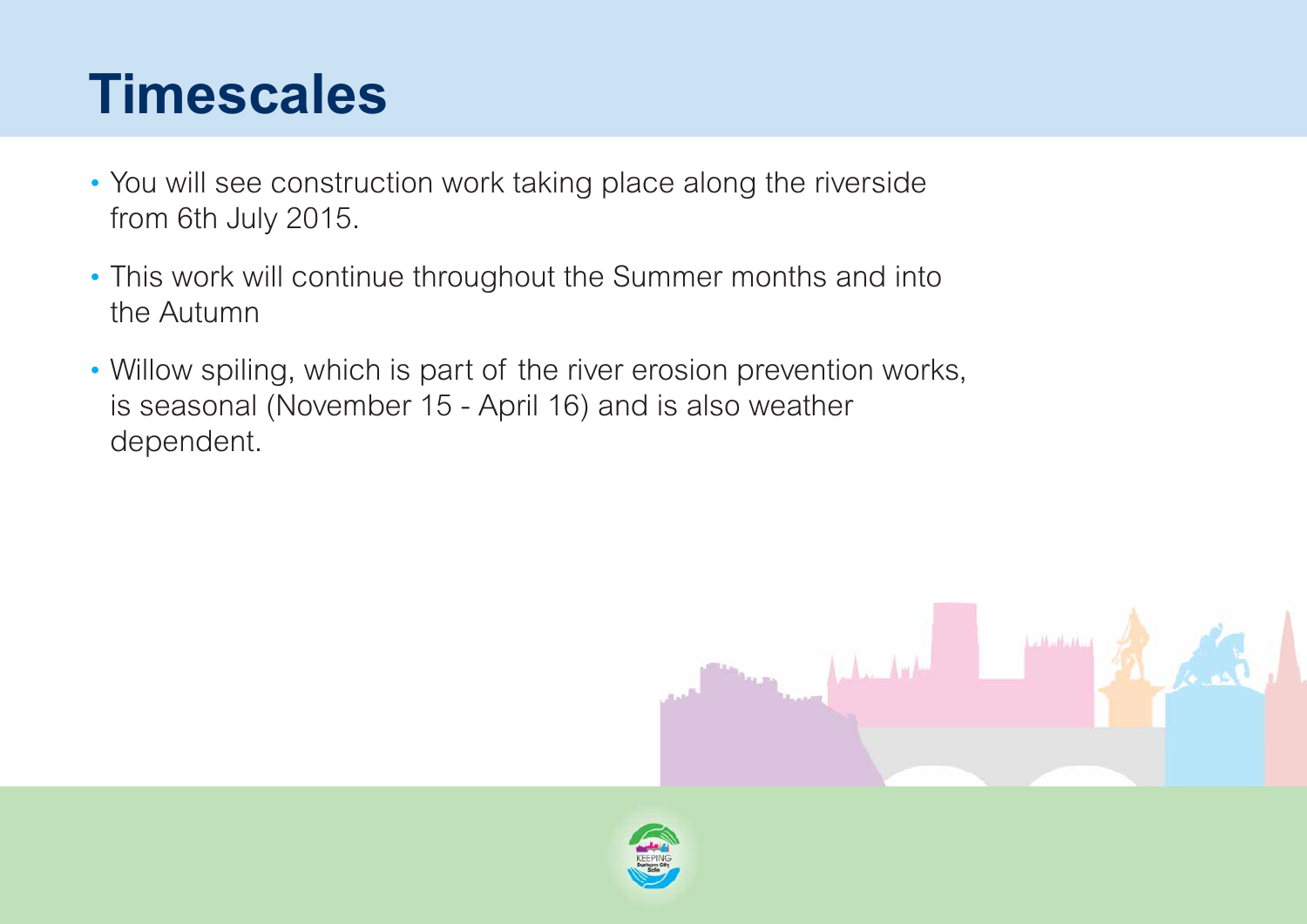# Timescales

- You will see construction work taking place along the riverside from 6th July 2015.
- This work will continue throughout the Summer months and into the Autumn
- Willow spiling, which is part of the river erosion prevention works, is seasonal (November 15 - April 16) and is also weather dependent.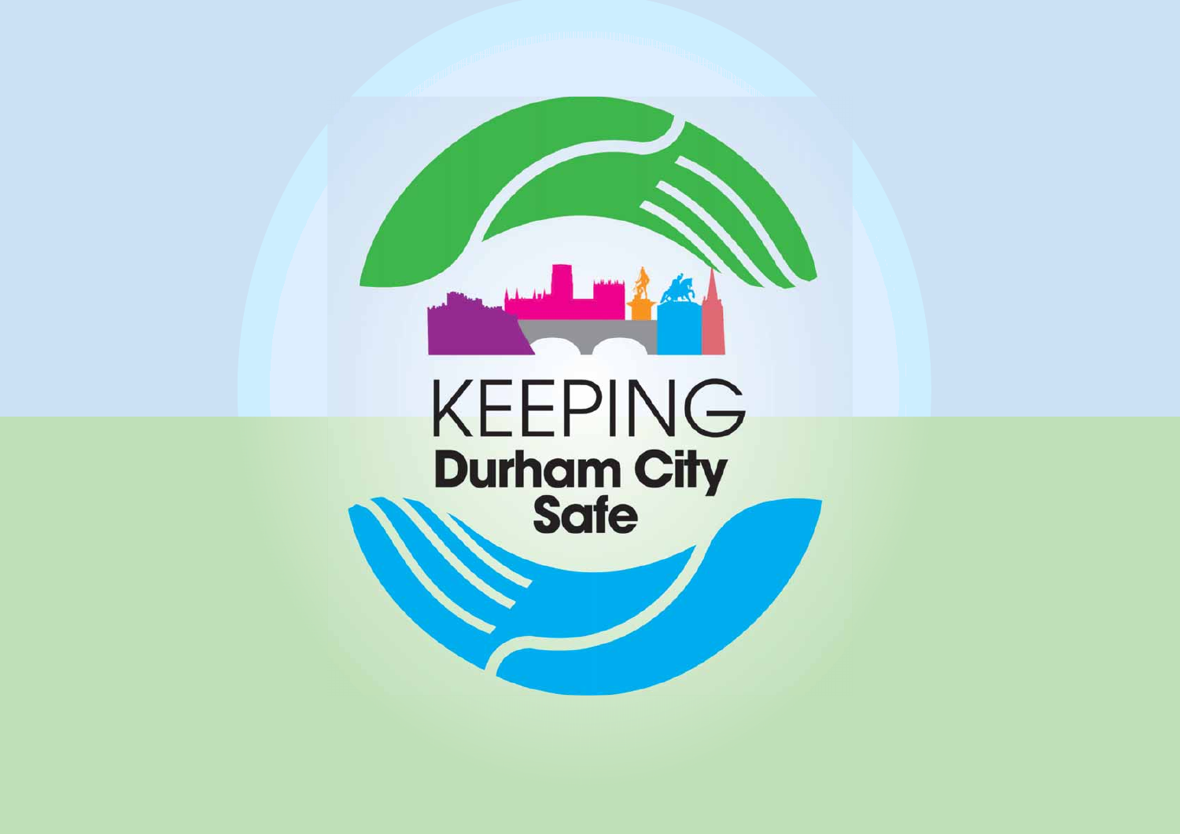KEEPING
Durham City
Safe